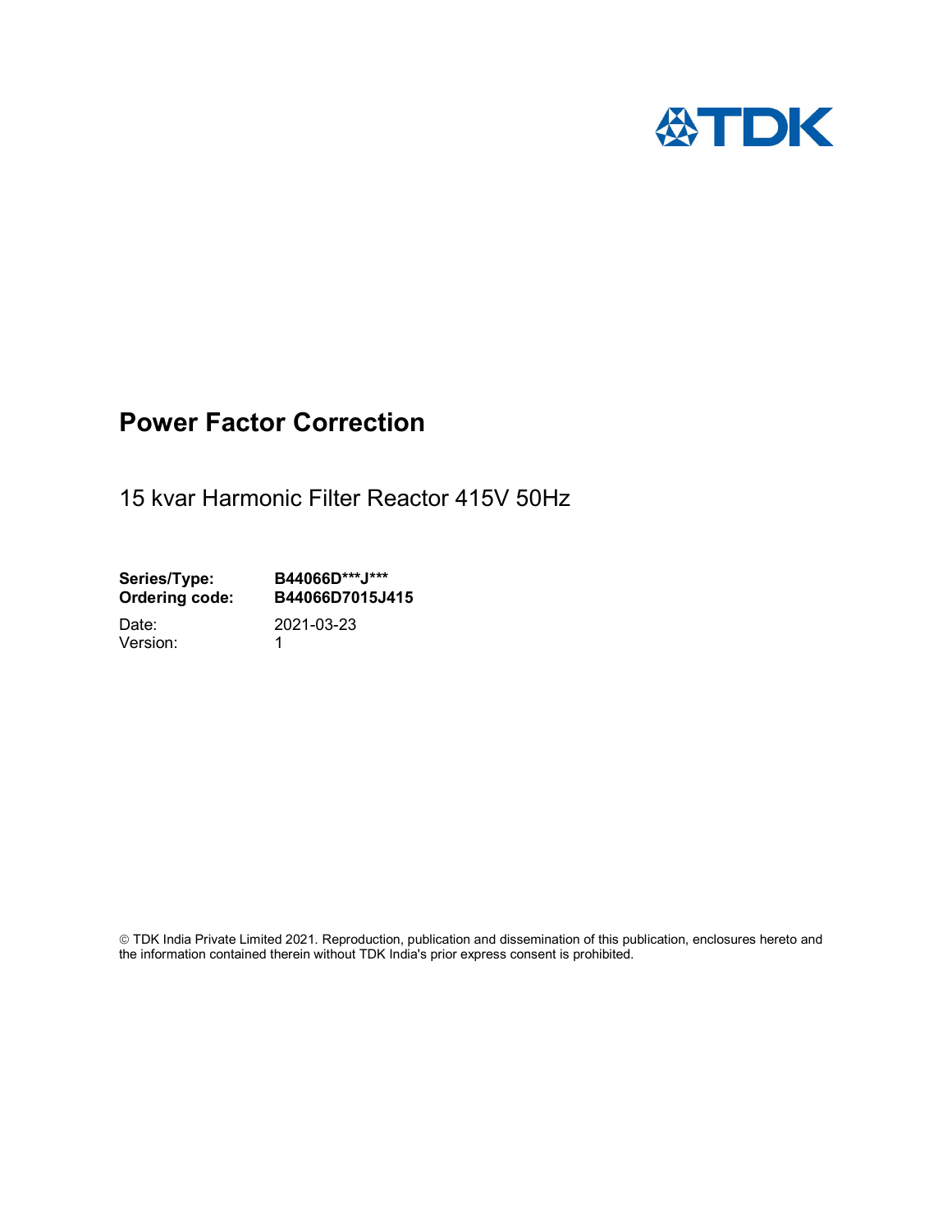# Power Factor Correction

15 kvar Harmonic Filter Reactor 415V 50Hz

**Series/Type:** **B44066D***J*****
**Ordering code:** **B44066D7015J415**

Date: 2021-03-23
Version: 1

© TDK India Private Limited 2021. Reproduction, publication and dissemination of this publication, enclosures hereto and the information contained therein without TDK India's prior express consent is prohibited.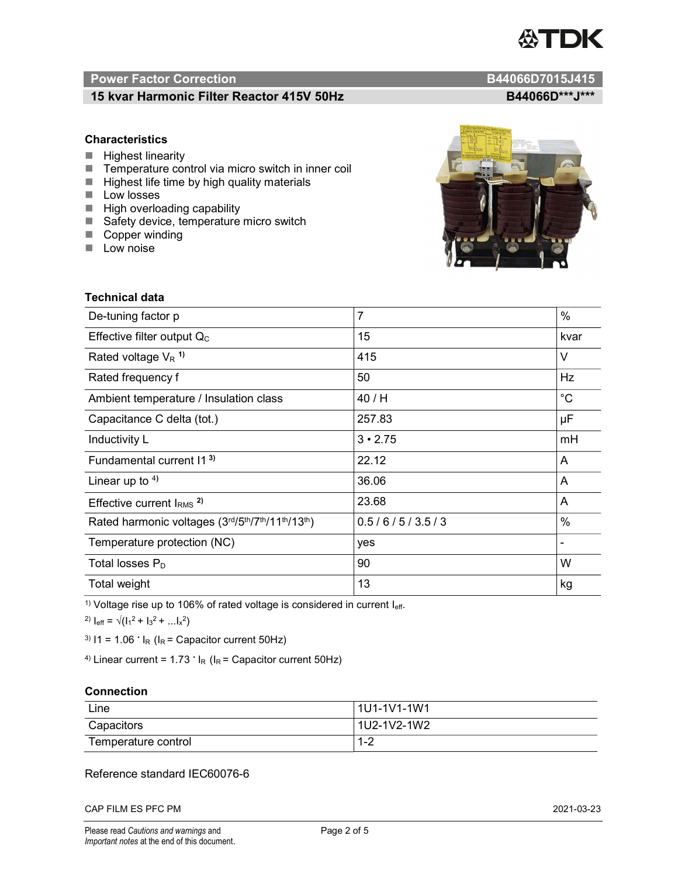## Power Factor Correction — B44066D7015J415

## 15 kvar Harmonic Filter Reactor 415V 50Hz — B44066D\*\*\*J\*\*\*

### Characteristics

- Highest linearity
- Temperature control via micro switch in inner coil
- Highest life time by high quality materials
- Low losses
- High overloading capability
- Safety device, temperature micro switch
- Copper winding
- Low noise

### Technical data

| Parameter | Value | Unit |
|---|---|---|
| De-tuning factor p | 7 | % |
| Effective filter output $Q_C$ | 15 | kvar |
| Rated voltage $V_R$ [1)] | 415 | V |
| Rated frequency f | 50 | Hz |
| Ambient temperature / Insulation class | 40 / H | °C |
| Capacitance C delta (tot.) | 257.83 | µF |
| Inductivity L | 3 • 2.75 | mH |
| Fundamental current I1 [3)] | 22.12 | A |
| Linear up to [4)] | 36.06 | A |
| Effective current $I_{RMS}$ [2)] | 23.68 | A |
| Rated harmonic voltages (3rd/5th/7th/11th/13th) | 0.5 / 6 / 5 / 3.5 / 3 | % |
| Temperature protection (NC) | yes | - |
| Total losses $P_D$ | 90 | W |
| Total weight | 13 | kg |

1) Voltage rise up to 106% of rated voltage is considered in current $I_{eff}$.

2) $I_{eff} = \sqrt{(I_1^2 + I_3^2 + ...I_x^2)}$

3) $I1 = 1.06 \cdot I_R$ ($I_R$ = Capacitor current 50Hz)

4) Linear current = $1.73 \cdot I_R$ ($I_R$ = Capacitor current 50Hz)

### Connection

| Connection | Terminals |
|---|---|
| Line | 1U1-1V1-1W1 |
| Capacitors | 1U2-1V2-1W2 |
| Temperature control | 1-2 |

Reference standard IEC60076-6

CAP FILM ES PFC PM — 2021-03-23

Please read *Cautions and warnings* and *Important notes* at the end of this document.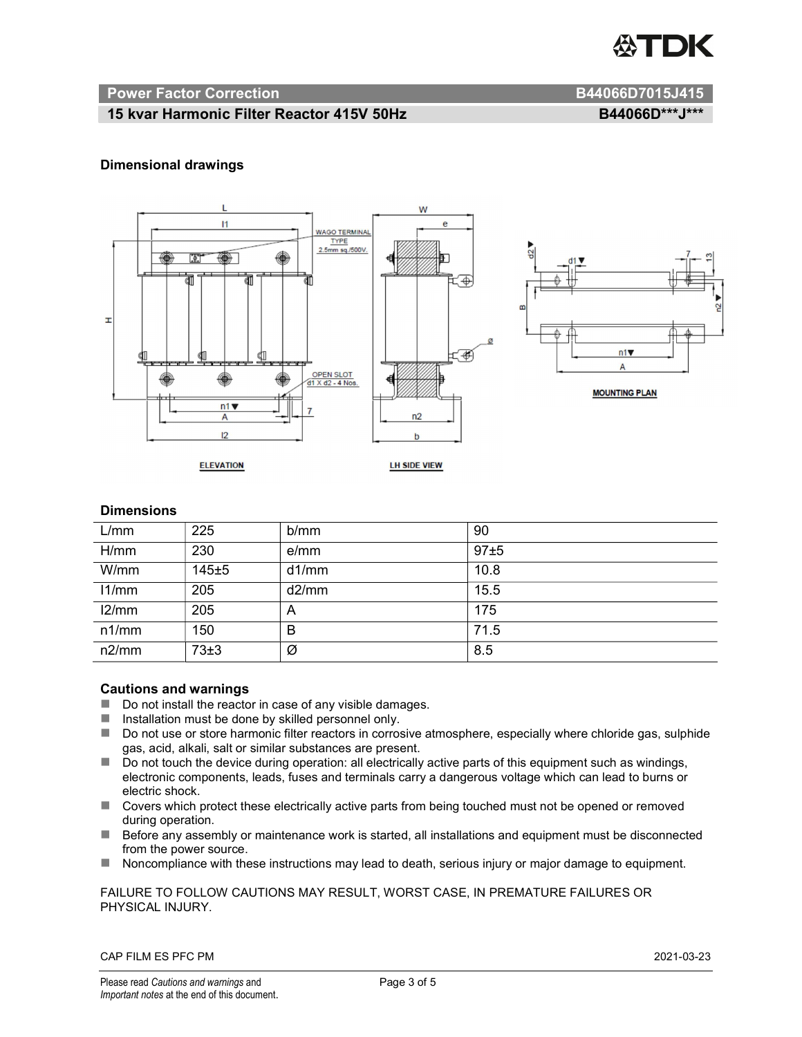## Power Factor Correction B44066D7015J415

### 15 kvar Harmonic Filter Reactor 415V 50Hz B44066D***J***

### Dimensional drawings

ELEVATION

LH SIDE VIEW

MOUNTING PLAN

### Dimensions

| L/mm | 225 | b/mm | 90 |
|---|---|---|---|
| H/mm | 230 | e/mm | 97±5 |
| W/mm | 145±5 | d1/mm | 10.8 |
| l1/mm | 205 | d2/mm | 15.5 |
| l2/mm | 205 | A | 175 |
| n1/mm | 150 | B | 71.5 |
| n2/mm | 73±3 | Ø | 8.5 |

### Cautions and warnings

- Do not install the reactor in case of any visible damages.
- Installation must be done by skilled personnel only.
- Do not use or store harmonic filter reactors in corrosive atmosphere, especially where chloride gas, sulphide gas, acid, alkali, salt or similar substances are present.
- Do not touch the device during operation: all electrically active parts of this equipment such as windings, electronic components, leads, fuses and terminals carry a dangerous voltage which can lead to burns or electric shock.
- Covers which protect these electrically active parts from being touched must not be opened or removed during operation.
- Before any assembly or maintenance work is started, all installations and equipment must be disconnected from the power source.
- Noncompliance with these instructions may lead to death, serious injury or major damage to equipment.

FAILURE TO FOLLOW CAUTIONS MAY RESULT, WORST CASE, IN PREMATURE FAILURES OR PHYSICAL INJURY.

CAP FILM ES PFC PM 2021-03-23

Please read *Cautions and warnings* and *Important notes* at the end of this document.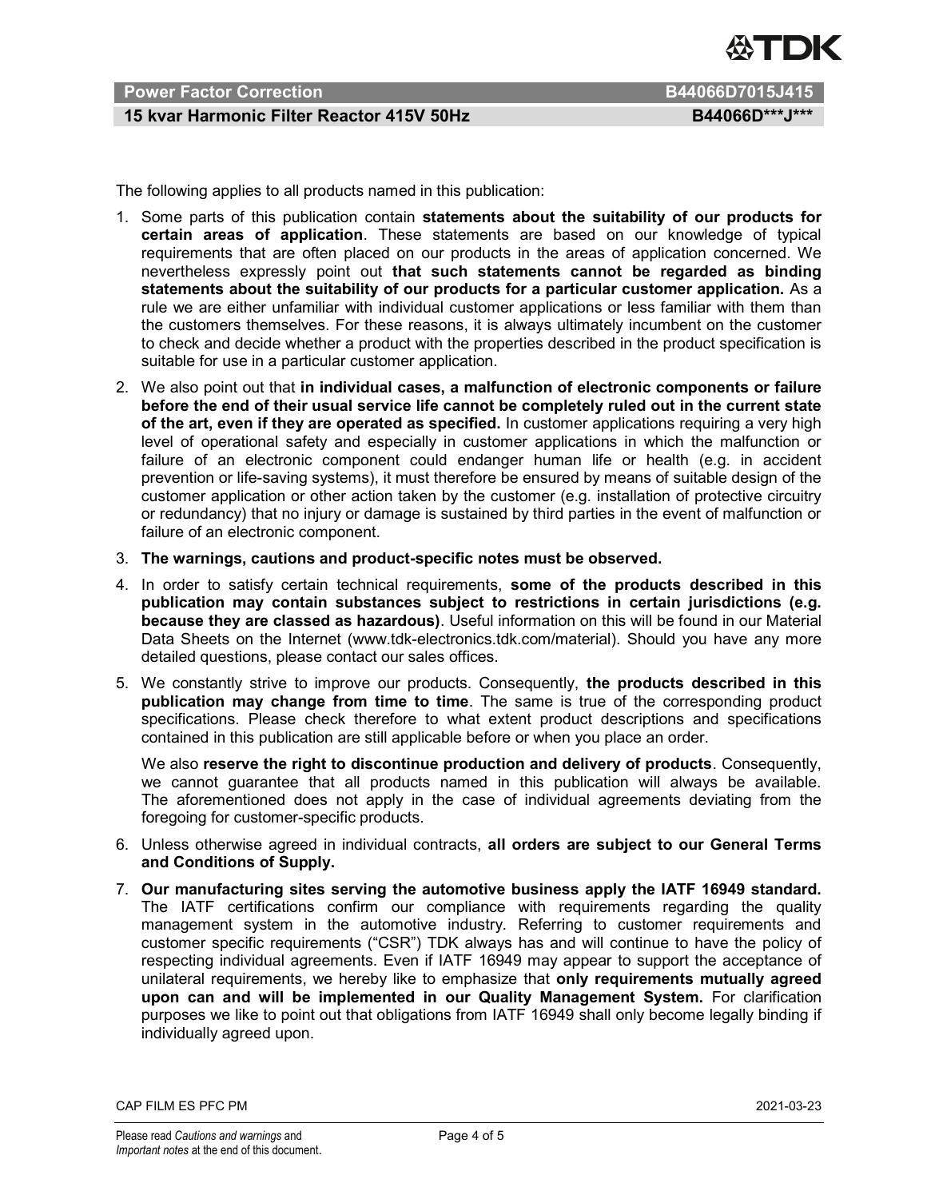The following applies to all products named in this publication:

1. Some parts of this publication contain **statements about the suitability of our products for certain areas of application**. These statements are based on our knowledge of typical requirements that are often placed on our products in the areas of application concerned. We nevertheless expressly point out **that such statements cannot be regarded as binding statements about the suitability of our products for a particular customer application.** As a rule we are either unfamiliar with individual customer applications or less familiar with them than the customers themselves. For these reasons, it is always ultimately incumbent on the customer to check and decide whether a product with the properties described in the product specification is suitable for use in a particular customer application.
2. We also point out that **in individual cases, a malfunction of electronic components or failure before the end of their usual service life cannot be completely ruled out in the current state of the art, even if they are operated as specified.** In customer applications requiring a very high level of operational safety and especially in customer applications in which the malfunction or failure of an electronic component could endanger human life or health (e.g. in accident prevention or life-saving systems), it must therefore be ensured by means of suitable design of the customer application or other action taken by the customer (e.g. installation of protective circuitry or redundancy) that no injury or damage is sustained by third parties in the event of malfunction or failure of an electronic component.
3. **The warnings, cautions and product-specific notes must be observed.**
4. In order to satisfy certain technical requirements, **some of the products described in this publication may contain substances subject to restrictions in certain jurisdictions (e.g. because they are classed as hazardous)**. Useful information on this will be found in our Material Data Sheets on the Internet (www.tdk-electronics.tdk.com/material). Should you have any more detailed questions, please contact our sales offices.
5. We constantly strive to improve our products. Consequently, **the products described in this publication may change from time to time**. The same is true of the corresponding product specifications. Please check therefore to what extent product descriptions and specifications contained in this publication are still applicable before or when you place an order.

   We also **reserve the right to discontinue production and delivery of products**. Consequently, we cannot guarantee that all products named in this publication will always be available. The aforementioned does not apply in the case of individual agreements deviating from the foregoing for customer-specific products.
6. Unless otherwise agreed in individual contracts, **all orders are subject to our General Terms and Conditions of Supply.**
7. **Our manufacturing sites serving the automotive business apply the IATF 16949 standard.** The IATF certifications confirm our compliance with requirements regarding the quality management system in the automotive industry. Referring to customer requirements and customer specific requirements ("CSR") TDK always has and will continue to have the policy of respecting individual agreements. Even if IATF 16949 may appear to support the acceptance of unilateral requirements, we hereby like to emphasize that **only requirements mutually agreed upon can and will be implemented in our Quality Management System.** For clarification purposes we like to point out that obligations from IATF 16949 shall only become legally binding if individually agreed upon.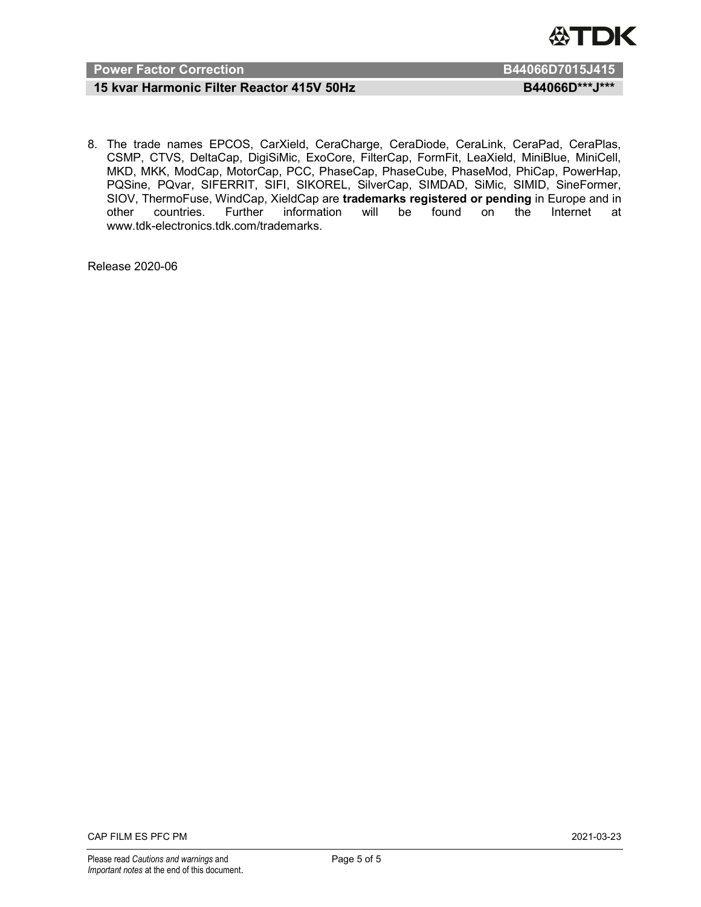8. The trade names EPCOS, CarXield, CeraCharge, CeraDiode, CeraLink, CeraPad, CeraPlas, CSMP, CTVS, DeltaCap, DigiSiMic, ExoCore, FilterCap, FormFit, LeaXield, MiniBlue, MiniCell, MKD, MKK, ModCap, MotorCap, PCC, PhaseCap, PhaseCube, PhaseMod, PhiCap, PowerHap, PQSine, PQvar, SIFERRIT, SIFI, SIKOREL, SilverCap, SIMDAD, SiMic, SIMID, SineFormer, SIOV, ThermoFuse, WindCap, XieldCap are **trademarks registered or pending** in Europe and in other countries. Further information will be found on the Internet at www.tdk-electronics.tdk.com/trademarks.

Release 2020-06